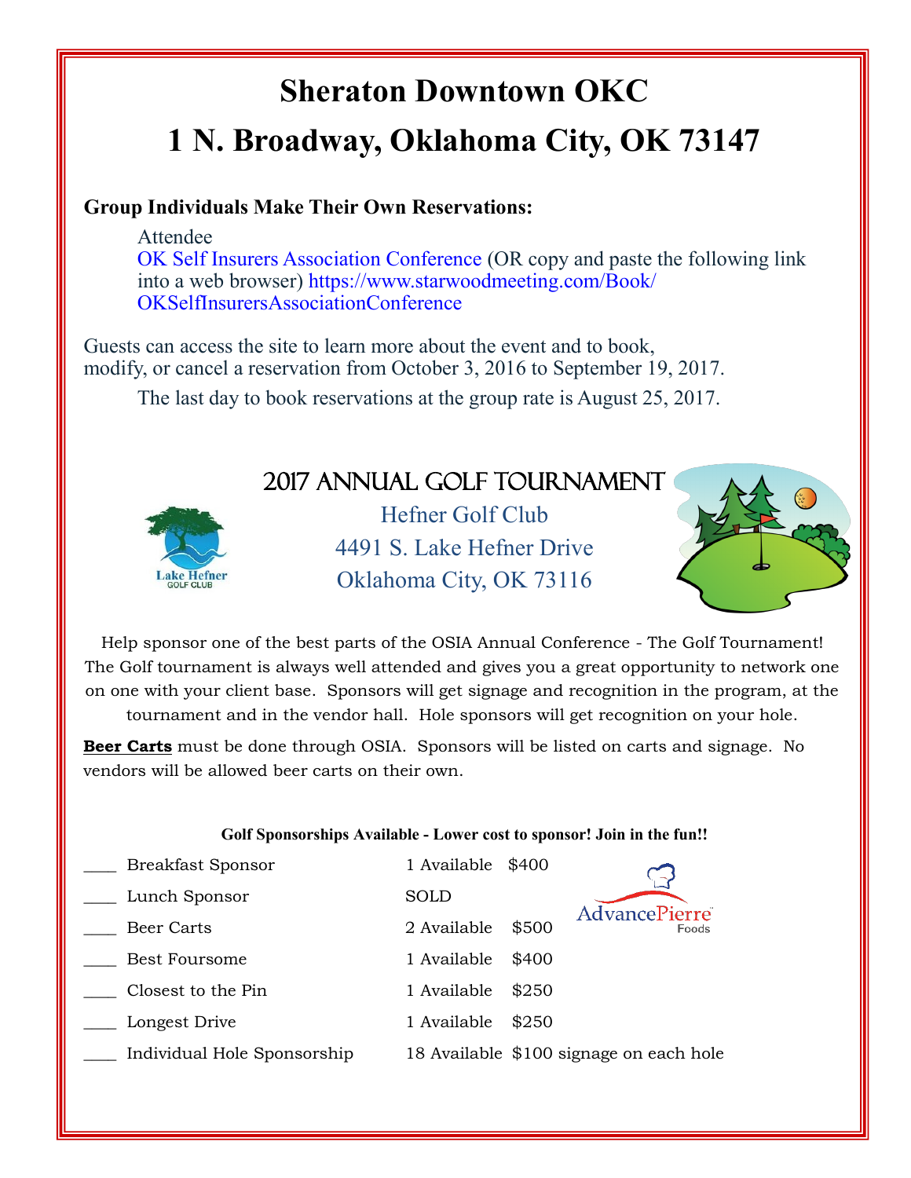# Sheraton Downtown OKC

# 1 N. Broadway, Oklahoma City, OK 73147

**Group Individuals Make Their Own Reservations:**

Attendee
OK Self Insurers Association Conference (OR copy and paste the following link into a web browser) https://www.starwoodmeeting.com/Book/OKSelfInsurersAssociationConference

Guests can access the site to learn more about the event and to book, modify, or cancel a reservation from October 3, 2016 to September 19, 2017.

The last day to book reservations at the group rate is August 25, 2017.

## 2017 Annual Golf Tournament

Lake Hefner GOLF CLUB

Hefner Golf Club
4491 S. Lake Hefner Drive
Oklahoma City, OK 73116

Help sponsor one of the best parts of the OSIA Annual Conference - The Golf Tournament! The Golf tournament is always well attended and gives you a great opportunity to network one on one with your client base. Sponsors will get signage and recognition in the program, at the tournament and in the vendor hall. Hole sponsors will get recognition on your hole.

**Beer Carts** must be done through OSIA. Sponsors will be listed on carts and signage. No vendors will be allowed beer carts on their own.

**Golf Sponsorships Available - Lower cost to sponsor! Join in the fun!!**

| | Sponsorship | Availability | Cost |
|---|---|---|---|
| ____ | Breakfast Sponsor | 1 Available | $400 |
| ____ | Lunch Sponsor | SOLD | AdvancePierre Foods |
| ____ | Beer Carts | 2 Available | $500 |
| ____ | Best Foursome | 1 Available | $400 |
| ____ | Closest to the Pin | 1 Available | $250 |
| ____ | Longest Drive | 1 Available | $250 |
| ____ | Individual Hole Sponsorship | 18 Available | $100 signage on each hole |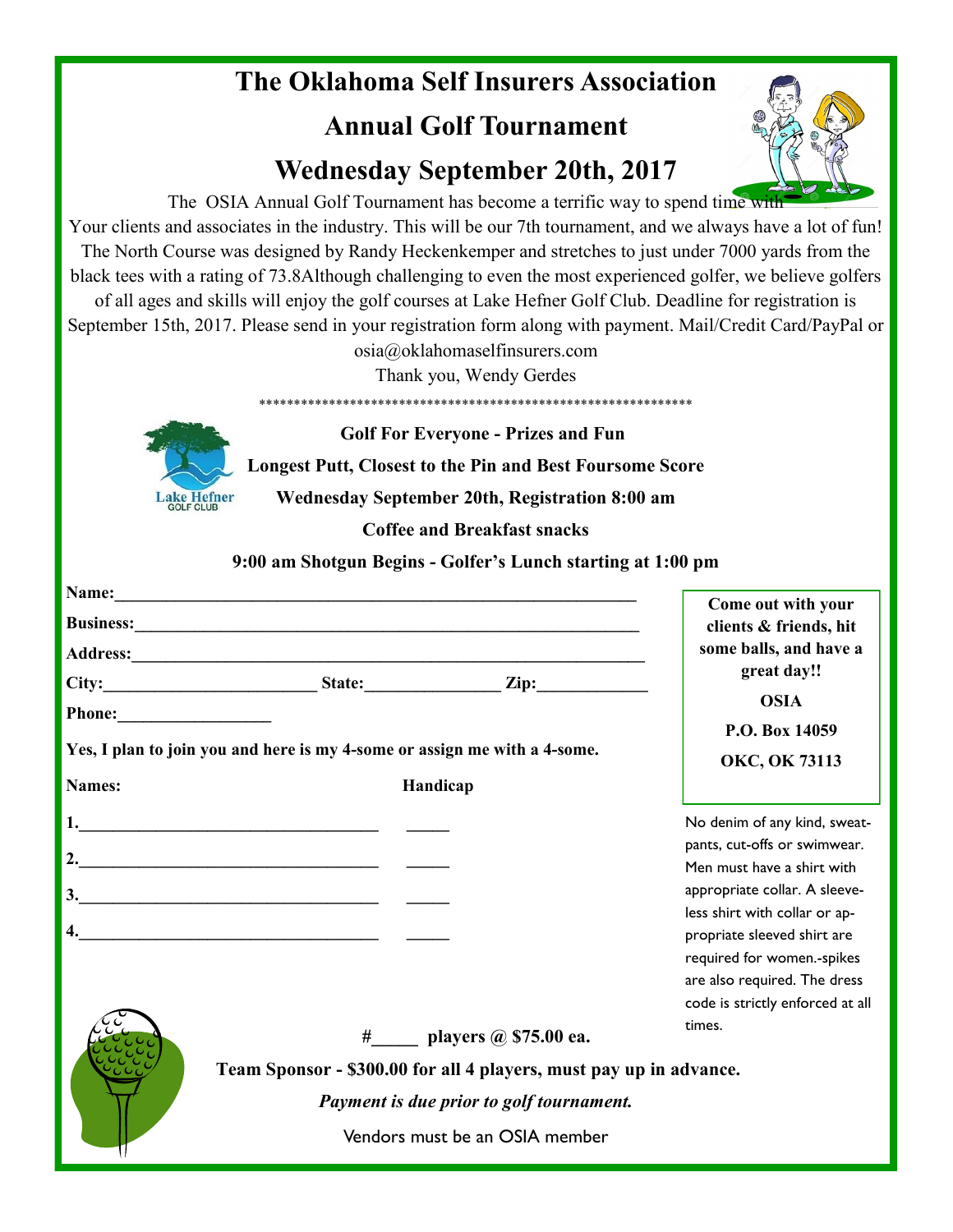# The Oklahoma Self Insurers Association

# Annual Golf Tournament

# Wednesday September 20th, 2017

The OSIA Annual Golf Tournament has become a terrific way to spend time with Your clients and associates in the industry. This will be our 7th tournament, and we always have a lot of fun! The North Course was designed by Randy Heckenkemper and stretches to just under 7000 yards from the black tees with a rating of 73.8Although challenging to even the most experienced golfer, we believe golfers of all ages and skills will enjoy the golf courses at Lake Hefner Golf Club. Deadline for registration is September 15th, 2017. Please send in your registration form along with payment. Mail/Credit Card/PayPal or osia@oklahomaselfinsurers.com

Thank you, Wendy Gerdes

**************************************************************

Lake Hefner GOLF CLUB

**Golf For Everyone - Prizes and Fun**

**Longest Putt, Closest to the Pin and Best Foursome Score**

**Wednesday September 20th, Registration 8:00 am**

**Coffee and Breakfast snacks**

**9:00 am Shotgun Begins - Golfer's Lunch starting at 1:00 pm**

**Name:**_______________________________________________

**Business:**_____________________________________________

**Address:**______________________________________________

**City:**__________________ **State:**____________ **Zip:**__________

**Phone:**______________

**Yes, I plan to join you and here is my 4-some or assign me with a 4-some.**

**Names:** **Handicap**

**1.**___________________________ _____

**2.**___________________________ _____

**3.**___________________________ _____

**4.**___________________________ _____

**Come out with your clients & friends, hit some balls, and have a great day!!**

**OSIA**

**P.O. Box 14059**

**OKC, OK 73113**

No denim of any kind, sweatpants, cut-offs or swimwear. Men must have a shirt with appropriate collar. A sleeveless shirt with collar or appropriate sleeved shirt are required for women.-spikes are also required. The dress code is strictly enforced at all times.

**#_____ players @ $75.00 ea.**

**Team Sponsor - $300.00 for all 4 players, must pay up in advance.**

***Payment is due prior to golf tournament.***

Vendors must be an OSIA member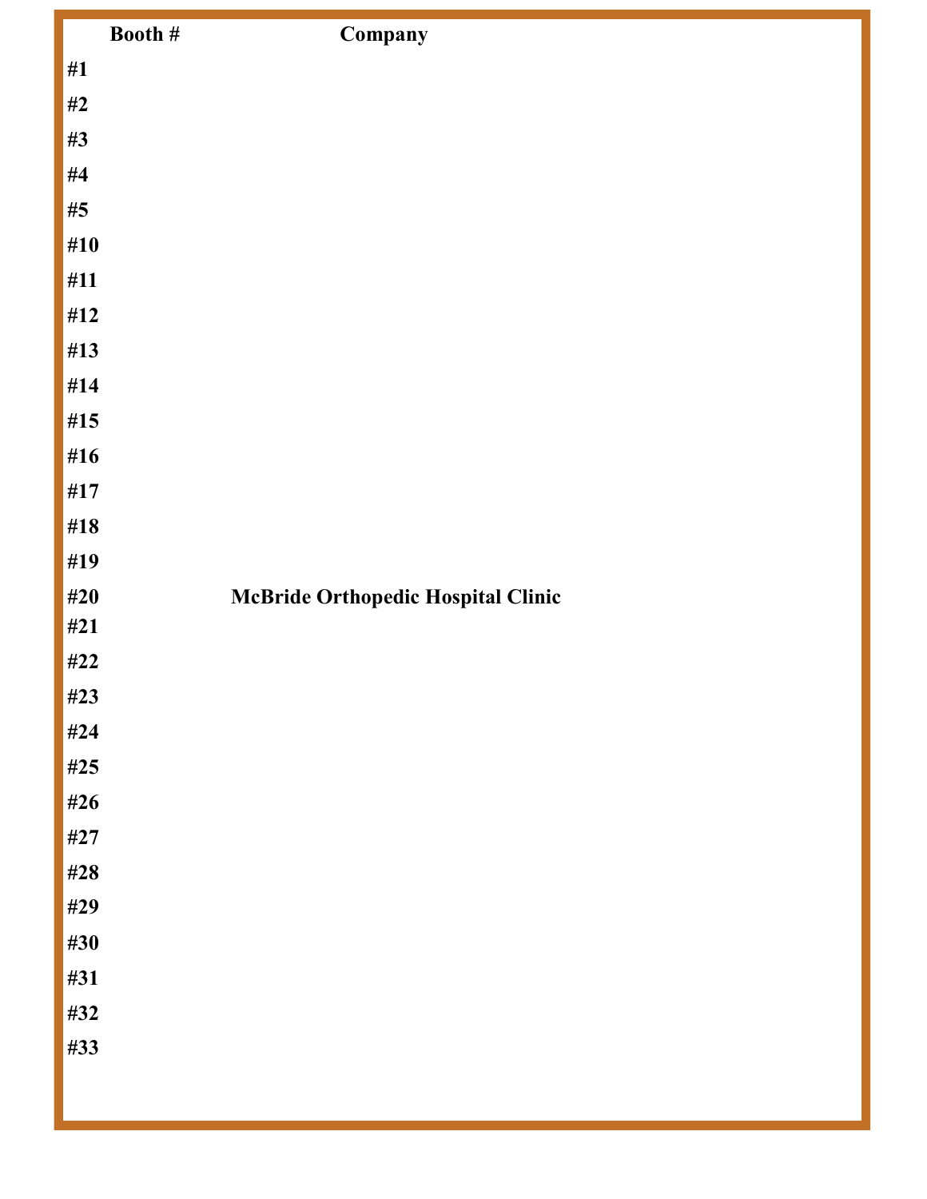| Booth # | Company |
| --- | --- |
| #1 | |
| #2 | |
| #3 | |
| #4 | |
| #5 | |
| #10 | |
| #11 | |
| #12 | |
| #13 | |
| #14 | |
| #15 | |
| #16 | |
| #17 | |
| #18 | |
| #19 | |
| #20 | McBride Orthopedic Hospital Clinic |
| #21 | |
| #22 | |
| #23 | |
| #24 | |
| #25 | |
| #26 | |
| #27 | |
| #28 | |
| #29 | |
| #30 | |
| #31 | |
| #32 | |
| #33 | |